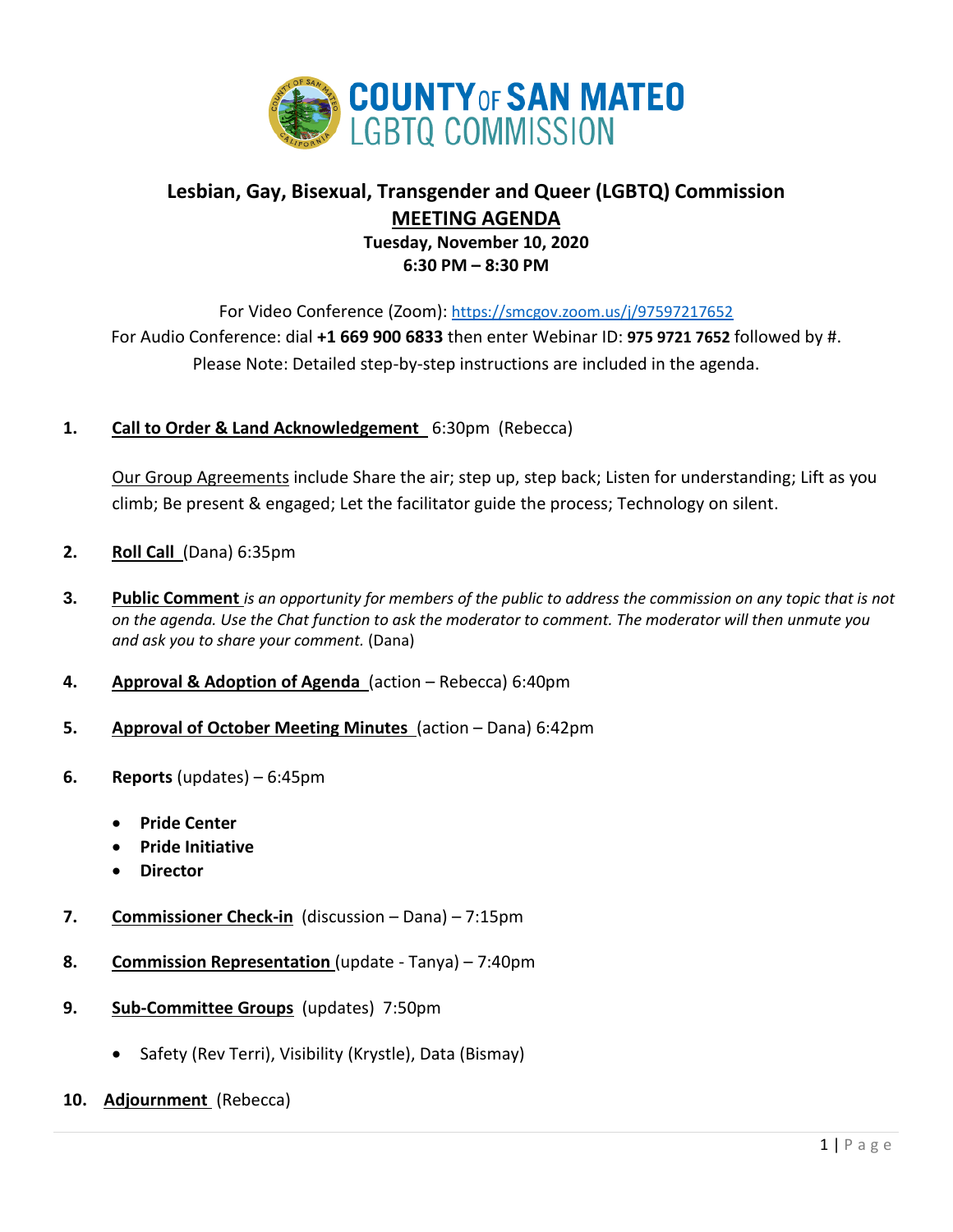# COUNTY OF SAN MATEO LGBTQ COMMISSION

## Lesbian, Gay, Bisexual, Transgender and Queer (LGBTQ) Commission

## MEETING AGENDA

**Tuesday, November 10, 2020**
**6:30 PM – 8:30 PM**

For Video Conference (Zoom): https://smcgov.zoom.us/j/97597217652
For Audio Conference: dial **+1 669 900 6833** then enter Webinar ID: **975 9721 7652** followed by #.
Please Note: Detailed step-by-step instructions are included in the agenda.

1. **Call to Order & Land Acknowledgement** 6:30pm (Rebecca)

   Our Group Agreements include Share the air; step up, step back; Listen for understanding; Lift as you climb; Be present & engaged; Let the facilitator guide the process; Technology on silent.

2. **Roll Call** (Dana) 6:35pm

3. **Public Comment** *is an opportunity for members of the public to address the commission on any topic that is not on the agenda. Use the Chat function to ask the moderator to comment. The moderator will then unmute you and ask you to share your comment.* (Dana)

4. **Approval & Adoption of Agenda** (action – Rebecca) 6:40pm

5. **Approval of October Meeting Minutes** (action – Dana) 6:42pm

6. **Reports** (updates) – 6:45pm
   - **Pride Center**
   - **Pride Initiative**
   - **Director**

7. **Commissioner Check-in** (discussion – Dana) – 7:15pm

8. **Commission Representation** (update - Tanya) – 7:40pm

9. **Sub-Committee Groups** (updates) 7:50pm
   - Safety (Rev Terri), Visibility (Krystle), Data (Bismay)

10. **Adjournment** (Rebecca)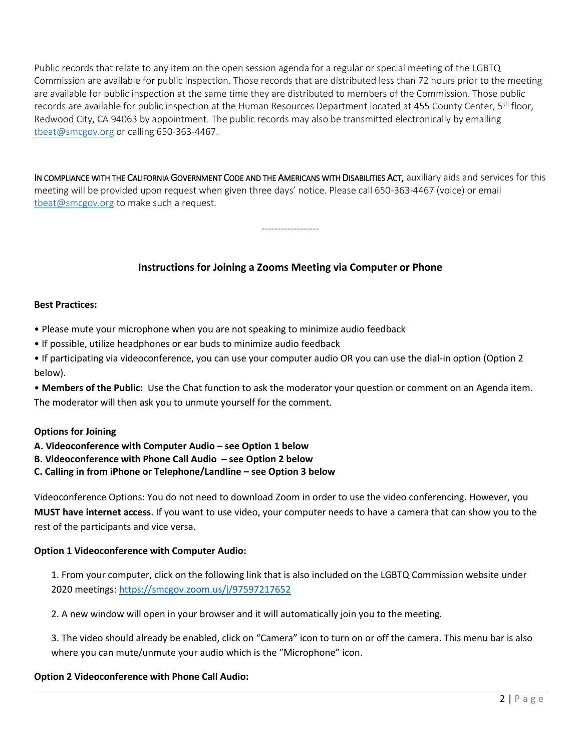Public records that relate to any item on the open session agenda for a regular or special meeting of the LGBTQ Commission are available for public inspection. Those records that are distributed less than 72 hours prior to the meeting are available for public inspection at the same time they are distributed to members of the Commission. Those public records are available for public inspection at the Human Resources Department located at 455 County Center, 5th floor, Redwood City, CA 94063 by appointment. The public records may also be transmitted electronically by emailing tbeat@smcgov.org or calling 650-363-4467.

IN COMPLIANCE WITH THE CALIFORNIA GOVERNMENT CODE AND THE AMERICANS WITH DISABILITIES ACT, auxiliary aids and services for this meeting will be provided upon request when given three days' notice. Please call 650-363-4467 (voice) or email tbeat@smcgov.org to make such a request.

------------------

## Instructions for Joining a Zooms Meeting via Computer or Phone

**Best Practices:**

- Please mute your microphone when you are not speaking to minimize audio feedback
- If possible, utilize headphones or ear buds to minimize audio feedback
- If participating via videoconference, you can use your computer audio OR you can use the dial-in option (Option 2 below).
- **Members of the Public:** Use the Chat function to ask the moderator your question or comment on an Agenda item. The moderator will then ask you to unmute yourself for the comment.

**Options for Joining**

**A. Videoconference with Computer Audio – see Option 1 below**
**B. Videoconference with Phone Call Audio – see Option 2 below**
**C. Calling in from iPhone or Telephone/Landline – see Option 3 below**

Videoconference Options: You do not need to download Zoom in order to use the video conferencing. However, you **MUST have internet access**. If you want to use video, your computer needs to have a camera that can show you to the rest of the participants and vice versa.

**Option 1 Videoconference with Computer Audio:**

1. From your computer, click on the following link that is also included on the LGBTQ Commission website under 2020 meetings: https://smcgov.zoom.us/j/97597217652

2. A new window will open in your browser and it will automatically join you to the meeting.

3. The video should already be enabled, click on "Camera" icon to turn on or off the camera. This menu bar is also where you can mute/unmute your audio which is the "Microphone" icon.

**Option 2 Videoconference with Phone Call Audio:**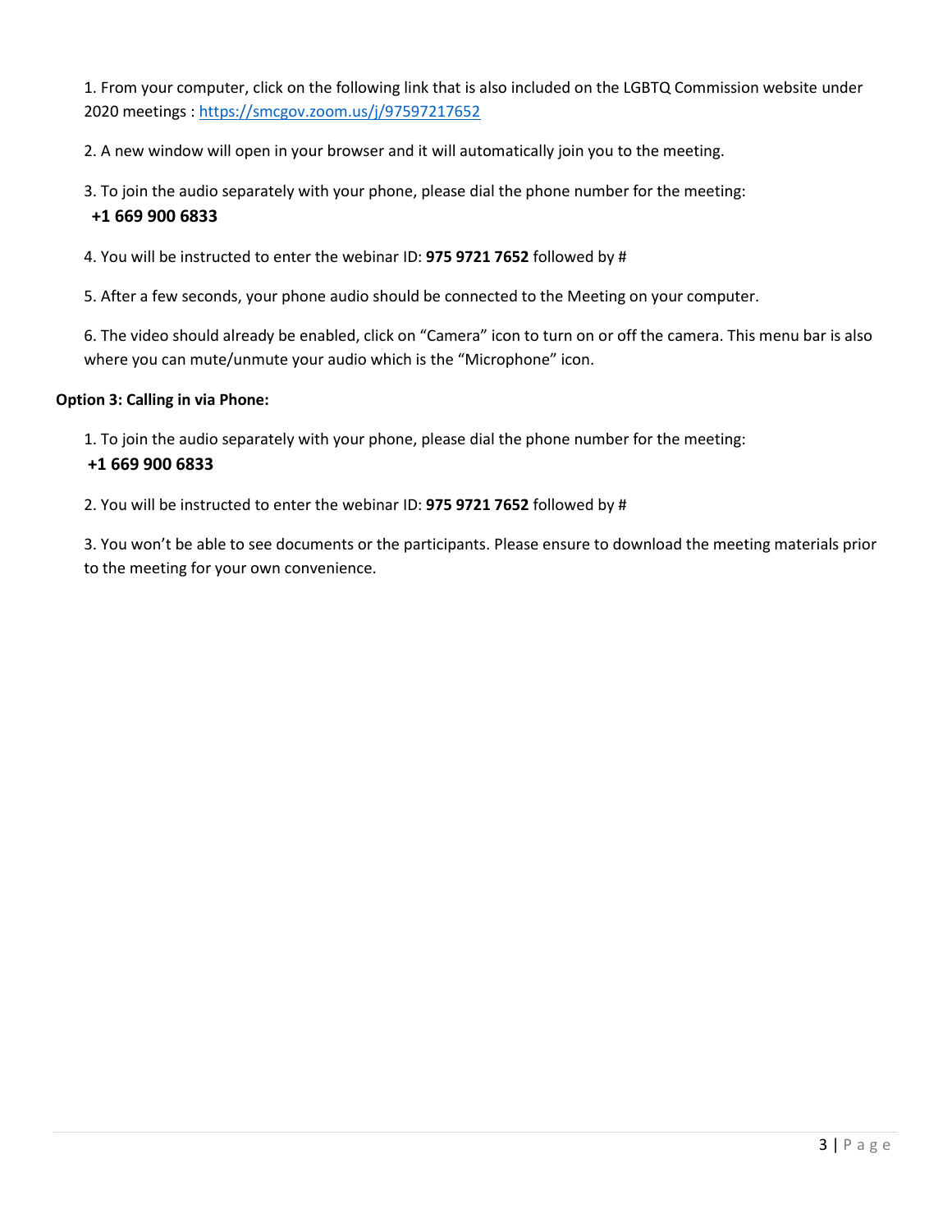1. From your computer, click on the following link that is also included on the LGBTQ Commission website under 2020 meetings : [https://smcgov.zoom.us/j/97597217652](https://smcgov.zoom.us/j/97597217652)

2. A new window will open in your browser and it will automatically join you to the meeting.

3. To join the audio separately with your phone, please dial the phone number for the meeting:
**+1 669 900 6833**

4. You will be instructed to enter the webinar ID: **975 9721 7652** followed by #

5. After a few seconds, your phone audio should be connected to the Meeting on your computer.

6. The video should already be enabled, click on "Camera" icon to turn on or off the camera. This menu bar is also where you can mute/unmute your audio which is the "Microphone" icon.

**Option 3: Calling in via Phone:**

1. To join the audio separately with your phone, please dial the phone number for the meeting:
**+1 669 900 6833**

2. You will be instructed to enter the webinar ID: **975 9721 7652** followed by #

3. You won't be able to see documents or the participants. Please ensure to download the meeting materials prior to the meeting for your own convenience.